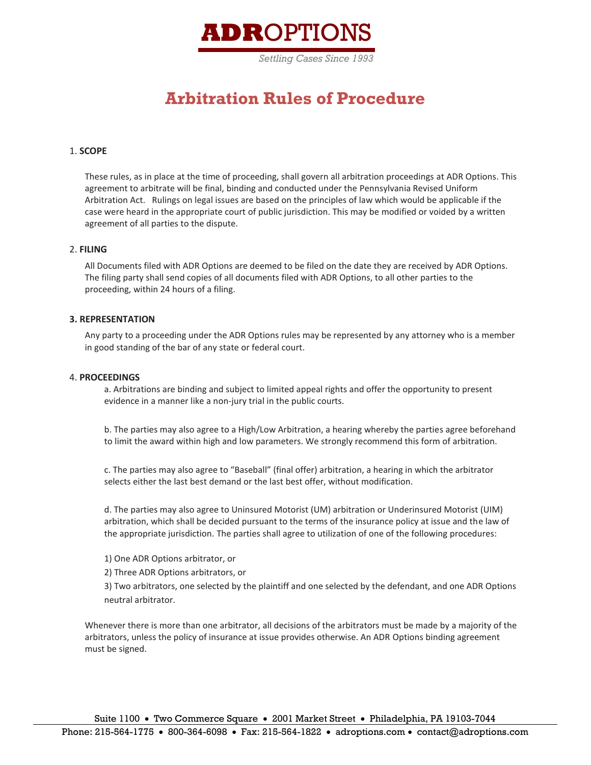# ADROPTIONS

*Settling Cases Since 1993*

# Arbitration Rules of Procedure

1. **SCOPE**

These rules, as in place at the time of proceeding, shall govern all arbitration proceedings at ADR Options. This agreement to arbitrate will be final, binding and conducted under the Pennsylvania Revised Uniform Arbitration Act. Rulings on legal issues are based on the principles of law which would be applicable if the case were heard in the appropriate court of public jurisdiction. This may be modified or voided by a written agreement of all parties to the dispute.

2. **FILING**

All Documents filed with ADR Options are deemed to be filed on the date they are received by ADR Options. The filing party shall send copies of all documents filed with ADR Options, to all other parties to the proceeding, within 24 hours of a filing.

**3. REPRESENTATION**

Any party to a proceeding under the ADR Options rules may be represented by any attorney who is a member in good standing of the bar of any state or federal court.

4. **PROCEEDINGS**

a. Arbitrations are binding and subject to limited appeal rights and offer the opportunity to present evidence in a manner like a non-jury trial in the public courts.

b. The parties may also agree to a High/Low Arbitration, a hearing whereby the parties agree beforehand to limit the award within high and low parameters. We strongly recommend this form of arbitration.

c. The parties may also agree to "Baseball" (final offer) arbitration, a hearing in which the arbitrator selects either the last best demand or the last best offer, without modification.

d. The parties may also agree to Uninsured Motorist (UM) arbitration or Underinsured Motorist (UIM) arbitration, which shall be decided pursuant to the terms of the insurance policy at issue and the law of the appropriate jurisdiction. The parties shall agree to utilization of one of the following procedures:

1) One ADR Options arbitrator, or

2) Three ADR Options arbitrators, or

3) Two arbitrators, one selected by the plaintiff and one selected by the defendant, and one ADR Options neutral arbitrator.

Whenever there is more than one arbitrator, all decisions of the arbitrators must be made by a majority of the arbitrators, unless the policy of insurance at issue provides otherwise. An ADR Options binding agreement must be signed.

Suite 1100 • Two Commerce Square • 2001 Market Street • Philadelphia, PA 19103-7044

Phone: 215-564-1775 • 800-364-6098 • Fax: 215-564-1822 • adroptions.com • contact@adroptions.com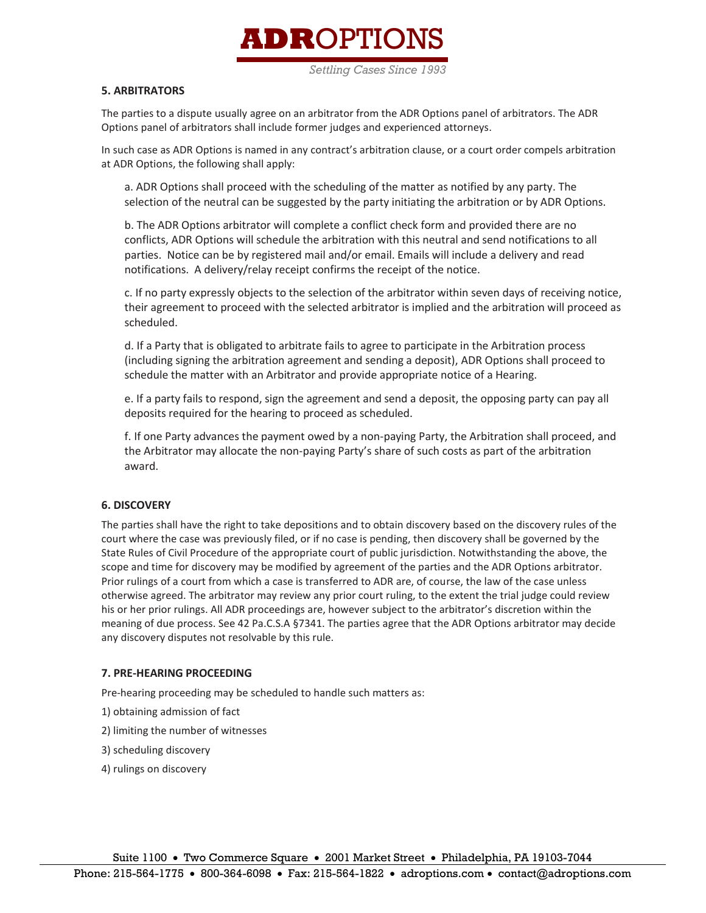## 5. ARBITRATORS

The parties to a dispute usually agree on an arbitrator from the ADR Options panel of arbitrators. The ADR Options panel of arbitrators shall include former judges and experienced attorneys.

In such case as ADR Options is named in any contract's arbitration clause, or a court order compels arbitration at ADR Options, the following shall apply:

a. ADR Options shall proceed with the scheduling of the matter as notified by any party. The selection of the neutral can be suggested by the party initiating the arbitration or by ADR Options.

b. The ADR Options arbitrator will complete a conflict check form and provided there are no conflicts, ADR Options will schedule the arbitration with this neutral and send notifications to all parties. Notice can be by registered mail and/or email. Emails will include a delivery and read notifications. A delivery/relay receipt confirms the receipt of the notice.

c. If no party expressly objects to the selection of the arbitrator within seven days of receiving notice, their agreement to proceed with the selected arbitrator is implied and the arbitration will proceed as scheduled.

d. If a Party that is obligated to arbitrate fails to agree to participate in the Arbitration process (including signing the arbitration agreement and sending a deposit), ADR Options shall proceed to schedule the matter with an Arbitrator and provide appropriate notice of a Hearing.

e. If a party fails to respond, sign the agreement and send a deposit, the opposing party can pay all deposits required for the hearing to proceed as scheduled.

f. If one Party advances the payment owed by a non-paying Party, the Arbitration shall proceed, and the Arbitrator may allocate the non-paying Party's share of such costs as part of the arbitration award.

## 6. DISCOVERY

The parties shall have the right to take depositions and to obtain discovery based on the discovery rules of the court where the case was previously filed, or if no case is pending, then discovery shall be governed by the State Rules of Civil Procedure of the appropriate court of public jurisdiction. Notwithstanding the above, the scope and time for discovery may be modified by agreement of the parties and the ADR Options arbitrator. Prior rulings of a court from which a case is transferred to ADR are, of course, the law of the case unless otherwise agreed. The arbitrator may review any prior court ruling, to the extent the trial judge could review his or her prior rulings. All ADR proceedings are, however subject to the arbitrator's discretion within the meaning of due process. See 42 Pa.C.S.A §7341. The parties agree that the ADR Options arbitrator may decide any discovery disputes not resolvable by this rule.

## 7. PRE-HEARING PROCEEDING

Pre-hearing proceeding may be scheduled to handle such matters as:

1) obtaining admission of fact

2) limiting the number of witnesses

3) scheduling discovery

4) rulings on discovery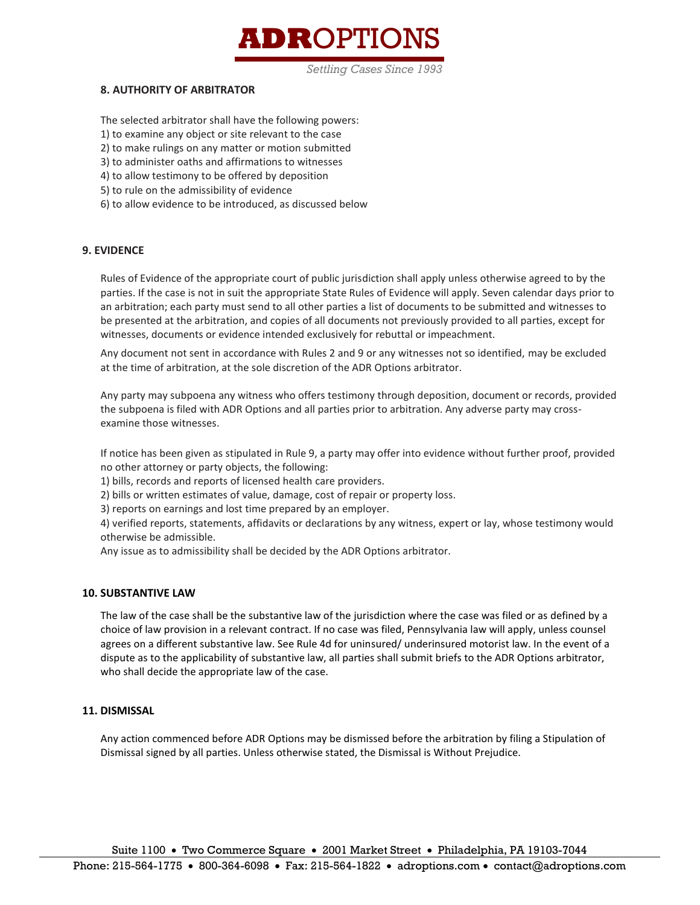### 8. AUTHORITY OF ARBITRATOR

The selected arbitrator shall have the following powers:
1) to examine any object or site relevant to the case
2) to make rulings on any matter or motion submitted
3) to administer oaths and affirmations to witnesses
4) to allow testimony to be offered by deposition
5) to rule on the admissibility of evidence
6) to allow evidence to be introduced, as discussed below

### 9. EVIDENCE

Rules of Evidence of the appropriate court of public jurisdiction shall apply unless otherwise agreed to by the parties. If the case is not in suit the appropriate State Rules of Evidence will apply. Seven calendar days prior to an arbitration; each party must send to all other parties a list of documents to be submitted and witnesses to be presented at the arbitration, and copies of all documents not previously provided to all parties, except for witnesses, documents or evidence intended exclusively for rebuttal or impeachment.

Any document not sent in accordance with Rules 2 and 9 or any witnesses not so identified, may be excluded at the time of arbitration, at the sole discretion of the ADR Options arbitrator.

Any party may subpoena any witness who offers testimony through deposition, document or records, provided the subpoena is filed with ADR Options and all parties prior to arbitration. Any adverse party may cross-examine those witnesses.

If notice has been given as stipulated in Rule 9, a party may offer into evidence without further proof, provided no other attorney or party objects, the following:
1) bills, records and reports of licensed health care providers.
2) bills or written estimates of value, damage, cost of repair or property loss.
3) reports on earnings and lost time prepared by an employer.
4) verified reports, statements, affidavits or declarations by any witness, expert or lay, whose testimony would otherwise be admissible.
Any issue as to admissibility shall be decided by the ADR Options arbitrator.

### 10. SUBSTANTIVE LAW

The law of the case shall be the substantive law of the jurisdiction where the case was filed or as defined by a choice of law provision in a relevant contract. If no case was filed, Pennsylvania law will apply, unless counsel agrees on a different substantive law. See Rule 4d for uninsured/ underinsured motorist law. In the event of a dispute as to the applicability of substantive law, all parties shall submit briefs to the ADR Options arbitrator, who shall decide the appropriate law of the case.

### 11. DISMISSAL

Any action commenced before ADR Options may be dismissed before the arbitration by filing a Stipulation of Dismissal signed by all parties. Unless otherwise stated, the Dismissal is Without Prejudice.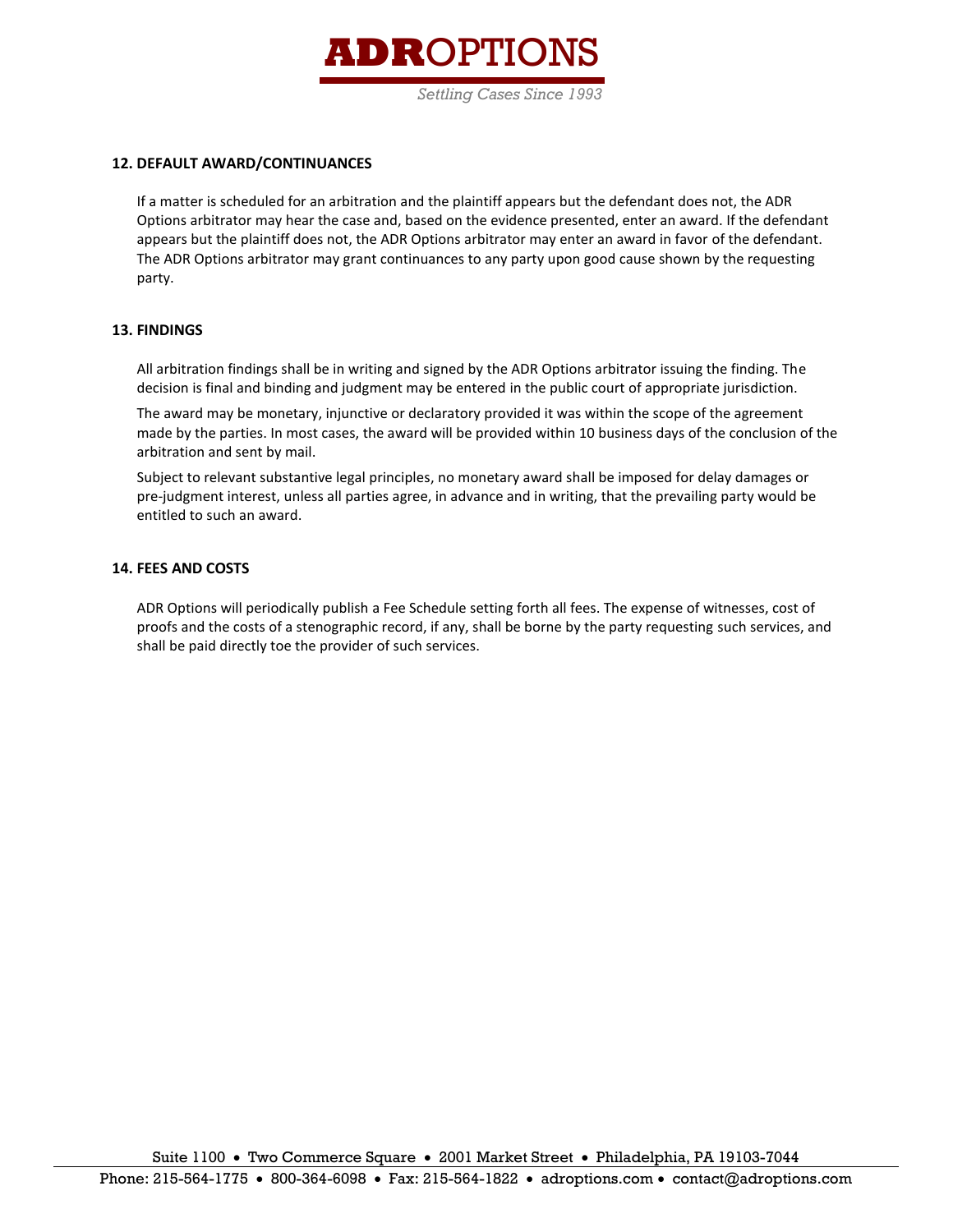## 12. DEFAULT AWARD/CONTINUANCES

If a matter is scheduled for an arbitration and the plaintiff appears but the defendant does not, the ADR Options arbitrator may hear the case and, based on the evidence presented, enter an award. If the defendant appears but the plaintiff does not, the ADR Options arbitrator may enter an award in favor of the defendant. The ADR Options arbitrator may grant continuances to any party upon good cause shown by the requesting party.

## 13. FINDINGS

All arbitration findings shall be in writing and signed by the ADR Options arbitrator issuing the finding. The decision is final and binding and judgment may be entered in the public court of appropriate jurisdiction.

The award may be monetary, injunctive or declaratory provided it was within the scope of the agreement made by the parties. In most cases, the award will be provided within 10 business days of the conclusion of the arbitration and sent by mail.

Subject to relevant substantive legal principles, no monetary award shall be imposed for delay damages or pre-judgment interest, unless all parties agree, in advance and in writing, that the prevailing party would be entitled to such an award.

## 14. FEES AND COSTS

ADR Options will periodically publish a Fee Schedule setting forth all fees. The expense of witnesses, cost of proofs and the costs of a stenographic record, if any, shall be borne by the party requesting such services, and shall be paid directly toe the provider of such services.